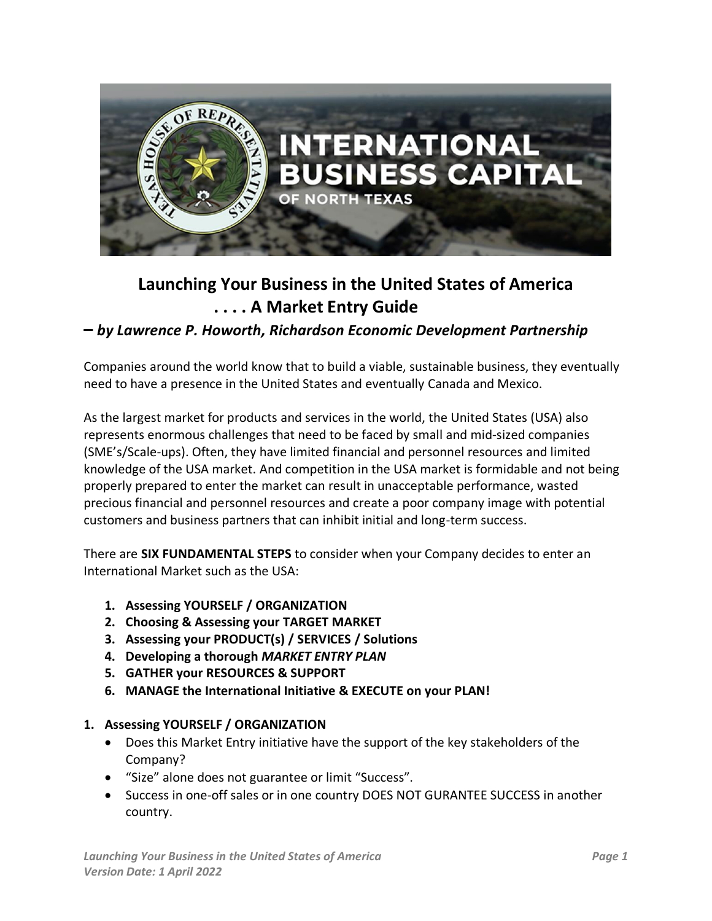# Launching Your Business in the United States of America . . . . A Market Entry Guide

*– by Lawrence P. Howorth, Richardson Economic Development Partnership*

Companies around the world know that to build a viable, sustainable business, they eventually need to have a presence in the United States and eventually Canada and Mexico.

As the largest market for products and services in the world, the United States (USA) also represents enormous challenges that need to be faced by small and mid-sized companies (SME's/Scale-ups). Often, they have limited financial and personnel resources and limited knowledge of the USA market. And competition in the USA market is formidable and not being properly prepared to enter the market can result in unacceptable performance, wasted precious financial and personnel resources and create a poor company image with potential customers and business partners that can inhibit initial and long-term success.

There are **SIX FUNDAMENTAL STEPS** to consider when your Company decides to enter an International Market such as the USA:

1. **Assessing YOURSELF / ORGANIZATION**
2. **Choosing & Assessing your TARGET MARKET**
3. **Assessing your PRODUCT(s) / SERVICES / Solutions**
4. **Developing a thorough *MARKET ENTRY PLAN***
5. **GATHER your RESOURCES & SUPPORT**
6. **MANAGE the International Initiative & EXECUTE on your PLAN!**

## 1. Assessing YOURSELF / ORGANIZATION

- Does this Market Entry initiative have the support of the key stakeholders of the Company?
- "Size" alone does not guarantee or limit "Success".
- Success in one-off sales or in one country DOES NOT GURANTEE SUCCESS in another country.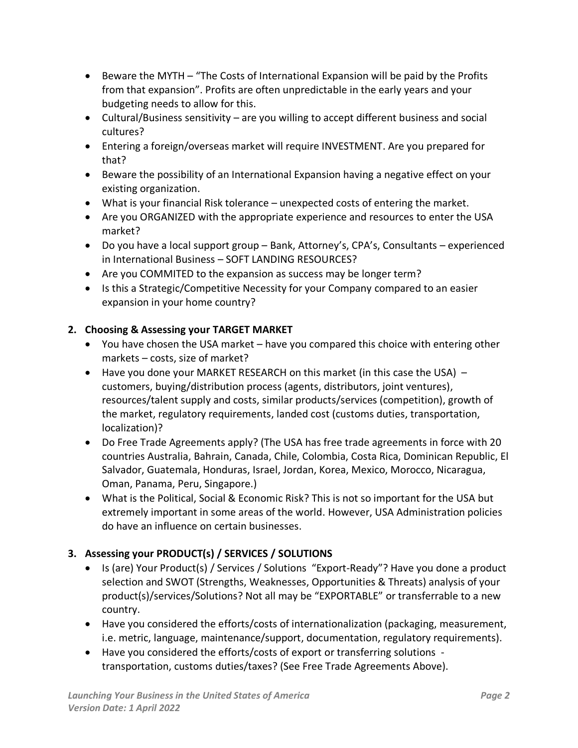- Beware the MYTH – "The Costs of International Expansion will be paid by the Profits from that expansion". Profits are often unpredictable in the early years and your budgeting needs to allow for this.
- Cultural/Business sensitivity – are you willing to accept different business and social cultures?
- Entering a foreign/overseas market will require INVESTMENT. Are you prepared for that?
- Beware the possibility of an International Expansion having a negative effect on your existing organization.
- What is your financial Risk tolerance – unexpected costs of entering the market.
- Are you ORGANIZED with the appropriate experience and resources to enter the USA market?
- Do you have a local support group – Bank, Attorney's, CPA's, Consultants – experienced in International Business – SOFT LANDING RESOURCES?
- Are you COMMITED to the expansion as success may be longer term?
- Is this a Strategic/Competitive Necessity for your Company compared to an easier expansion in your home country?

**2. Choosing & Assessing your TARGET MARKET**

- You have chosen the USA market – have you compared this choice with entering other markets – costs, size of market?
- Have you done your MARKET RESEARCH on this market (in this case the USA) – customers, buying/distribution process (agents, distributors, joint ventures), resources/talent supply and costs, similar products/services (competition), growth of the market, regulatory requirements, landed cost (customs duties, transportation, localization)?
- Do Free Trade Agreements apply? (The USA has free trade agreements in force with 20 countries Australia, Bahrain, Canada, Chile, Colombia, Costa Rica, Dominican Republic, El Salvador, Guatemala, Honduras, Israel, Jordan, Korea, Mexico, Morocco, Nicaragua, Oman, Panama, Peru, Singapore.)
- What is the Political, Social & Economic Risk? This is not so important for the USA but extremely important in some areas of the world. However, USA Administration policies do have an influence on certain businesses.

**3. Assessing your PRODUCT(s) / SERVICES / SOLUTIONS**

- Is (are) Your Product(s) / Services / Solutions "Export-Ready"? Have you done a product selection and SWOT (Strengths, Weaknesses, Opportunities & Threats) analysis of your product(s)/services/Solutions? Not all may be "EXPORTABLE" or transferrable to a new country.
- Have you considered the efforts/costs of internationalization (packaging, measurement, i.e. metric, language, maintenance/support, documentation, regulatory requirements).
- Have you considered the efforts/costs of export or transferring solutions - transportation, customs duties/taxes? (See Free Trade Agreements Above).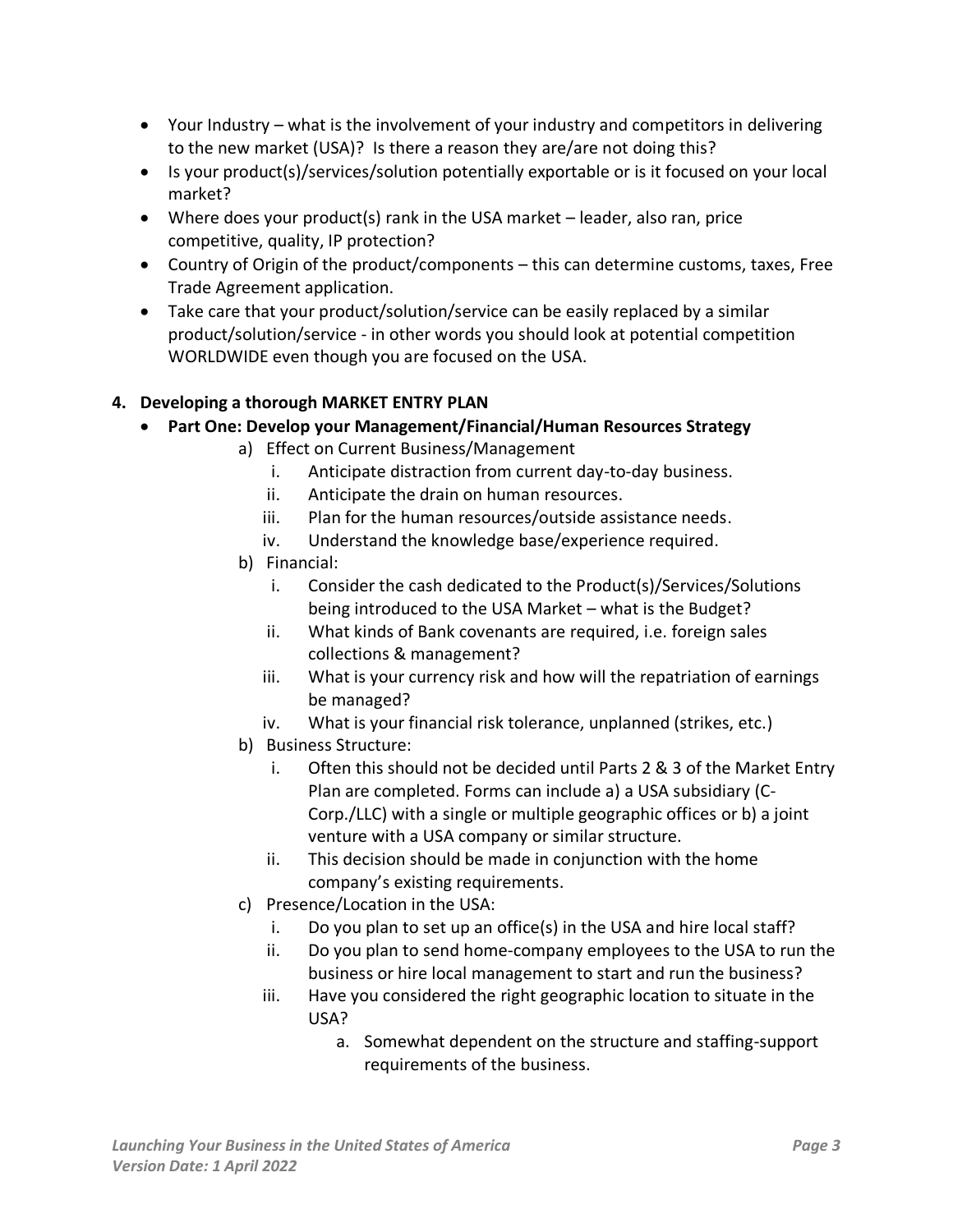- Your Industry – what is the involvement of your industry and competitors in delivering to the new market (USA)? Is there a reason they are/are not doing this?
- Is your product(s)/services/solution potentially exportable or is it focused on your local market?
- Where does your product(s) rank in the USA market – leader, also ran, price competitive, quality, IP protection?
- Country of Origin of the product/components – this can determine customs, taxes, Free Trade Agreement application.
- Take care that your product/solution/service can be easily replaced by a similar product/solution/service - in other words you should look at potential competition WORLDWIDE even though you are focused on the USA.

**4. Developing a thorough MARKET ENTRY PLAN**

- **Part One: Develop your Management/Financial/Human Resources Strategy**
  - a) Effect on Current Business/Management
    - i. Anticipate distraction from current day-to-day business.
    - ii. Anticipate the drain on human resources.
    - iii. Plan for the human resources/outside assistance needs.
    - iv. Understand the knowledge base/experience required.
  - b) Financial:
    - i. Consider the cash dedicated to the Product(s)/Services/Solutions being introduced to the USA Market – what is the Budget?
    - ii. What kinds of Bank covenants are required, i.e. foreign sales collections & management?
    - iii. What is your currency risk and how will the repatriation of earnings be managed?
    - iv. What is your financial risk tolerance, unplanned (strikes, etc.)
  - b) Business Structure:
    - i. Often this should not be decided until Parts 2 & 3 of the Market Entry Plan are completed. Forms can include a) a USA subsidiary (C-Corp./LLC) with a single or multiple geographic offices or b) a joint venture with a USA company or similar structure.
    - ii. This decision should be made in conjunction with the home company's existing requirements.
  - c) Presence/Location in the USA:
    - i. Do you plan to set up an office(s) in the USA and hire local staff?
    - ii. Do you plan to send home-company employees to the USA to run the business or hire local management to start and run the business?
    - iii. Have you considered the right geographic location to situate in the USA?
      - a. Somewhat dependent on the structure and staffing-support requirements of the business.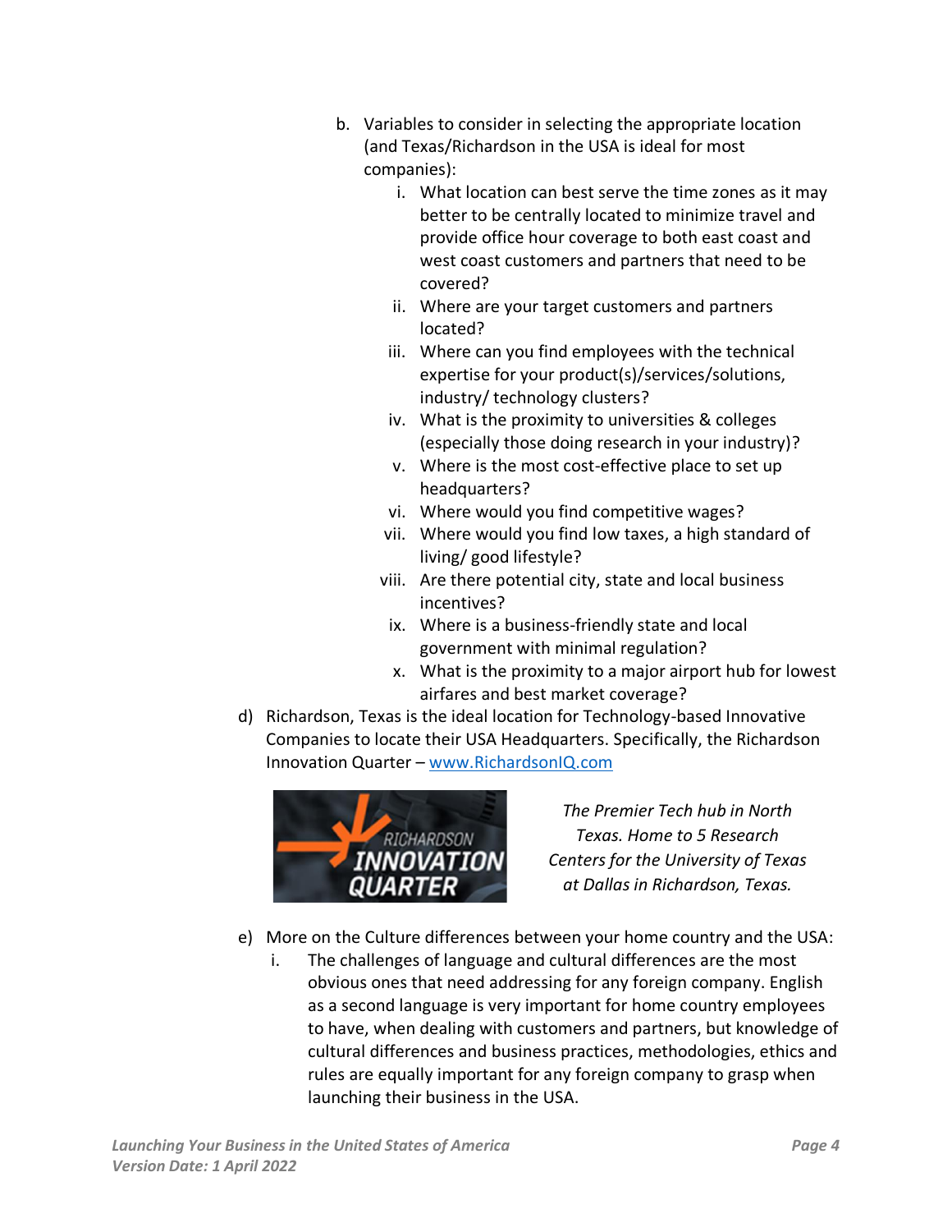b. Variables to consider in selecting the appropriate location (and Texas/Richardson in the USA is ideal for most companies):
   i. What location can best serve the time zones as it may better to be centrally located to minimize travel and provide office hour coverage to both east coast and west coast customers and partners that need to be covered?
   ii. Where are your target customers and partners located?
   iii. Where can you find employees with the technical expertise for your product(s)/services/solutions, industry/ technology clusters?
   iv. What is the proximity to universities & colleges (especially those doing research in your industry)?
   v. Where is the most cost-effective place to set up headquarters?
   vi. Where would you find competitive wages?
   vii. Where would you find low taxes, a high standard of living/ good lifestyle?
   viii. Are there potential city, state and local business incentives?
   ix. Where is a business-friendly state and local government with minimal regulation?
   x. What is the proximity to a major airport hub for lowest airfares and best market coverage?

d) Richardson, Texas is the ideal location for Technology-based Innovative Companies to locate their USA Headquarters. Specifically, the Richardson Innovation Quarter – [www.RichardsonIQ.com](www.RichardsonIQ.com)

RICHARDSON INNOVATION QUARTER

*The Premier Tech hub in North Texas. Home to 5 Research Centers for the University of Texas at Dallas in Richardson, Texas.*

e) More on the Culture differences between your home country and the USA:
   i. The challenges of language and cultural differences are the most obvious ones that need addressing for any foreign company. English as a second language is very important for home country employees to have, when dealing with customers and partners, but knowledge of cultural differences and business practices, methodologies, ethics and rules are equally important for any foreign company to grasp when launching their business in the USA.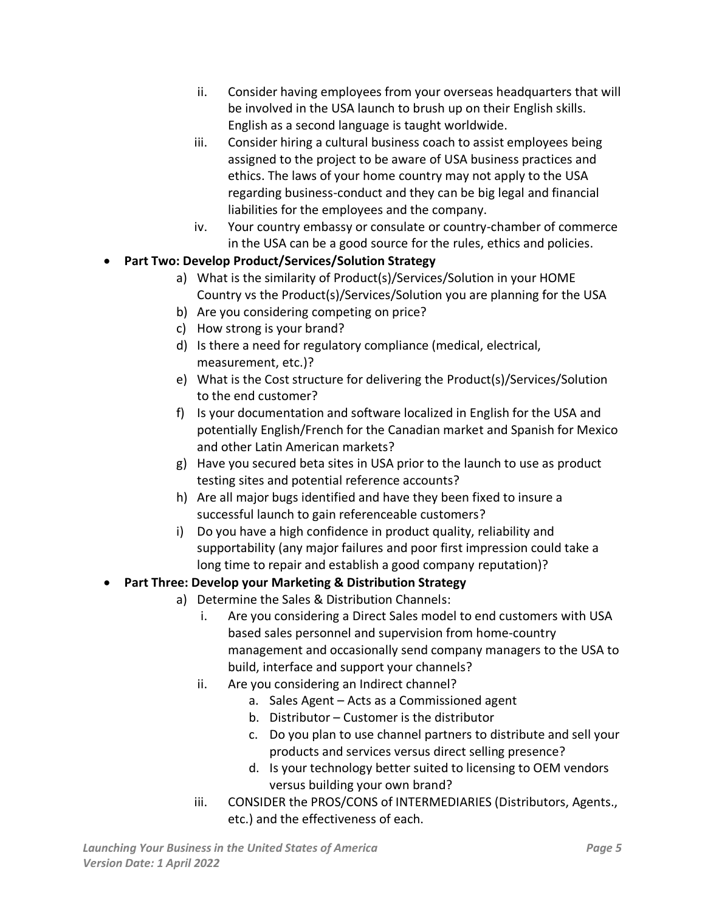ii. Consider having employees from your overseas headquarters that will be involved in the USA launch to brush up on their English skills. English as a second language is taught worldwide.
   iii. Consider hiring a cultural business coach to assist employees being assigned to the project to be aware of USA business practices and ethics. The laws of your home country may not apply to the USA regarding business-conduct and they can be big legal and financial liabilities for the employees and the company.
   iv. Your country embassy or consulate or country-chamber of commerce in the USA can be a good source for the rules, ethics and policies.

- **Part Two: Develop Product/Services/Solution Strategy**
  a) What is the similarity of Product(s)/Services/Solution in your HOME Country vs the Product(s)/Services/Solution you are planning for the USA
  b) Are you considering competing on price?
  c) How strong is your brand?
  d) Is there a need for regulatory compliance (medical, electrical, measurement, etc.)?
  e) What is the Cost structure for delivering the Product(s)/Services/Solution to the end customer?
  f) Is your documentation and software localized in English for the USA and potentially English/French for the Canadian market and Spanish for Mexico and other Latin American markets?
  g) Have you secured beta sites in USA prior to the launch to use as product testing sites and potential reference accounts?
  h) Are all major bugs identified and have they been fixed to insure a successful launch to gain referenceable customers?
  i) Do you have a high confidence in product quality, reliability and supportability (any major failures and poor first impression could take a long time to repair and establish a good company reputation)?

- **Part Three: Develop your Marketing & Distribution Strategy**
  a) Determine the Sales & Distribution Channels:
     i. Are you considering a Direct Sales model to end customers with USA based sales personnel and supervision from home-country management and occasionally send company managers to the USA to build, interface and support your channels?
     ii. Are you considering an Indirect channel?
        a. Sales Agent – Acts as a Commissioned agent
        b. Distributor – Customer is the distributor
        c. Do you plan to use channel partners to distribute and sell your products and services versus direct selling presence?
        d. Is your technology better suited to licensing to OEM vendors versus building your own brand?
     iii. CONSIDER the PROS/CONS of INTERMEDIARIES (Distributors, Agents., etc.) and the effectiveness of each.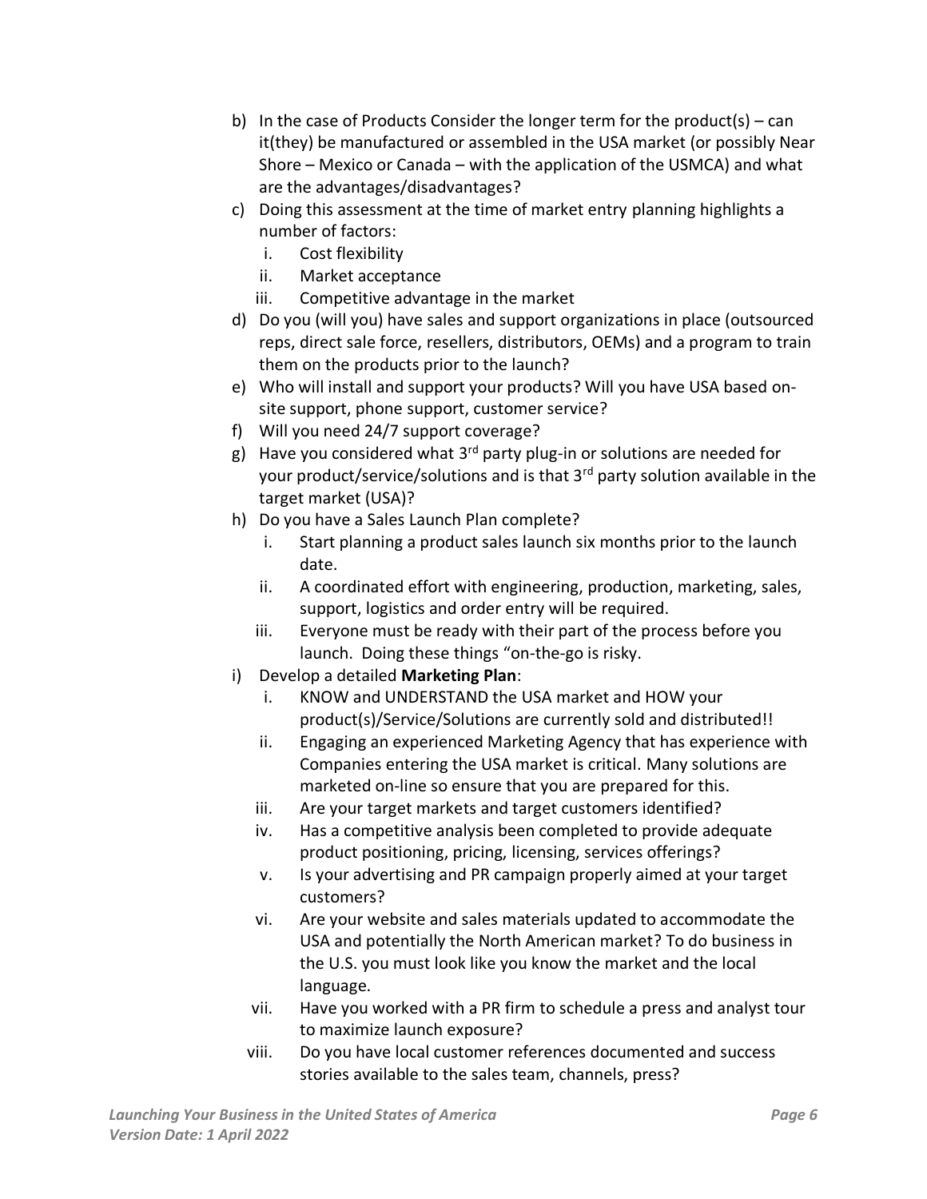b) In the case of Products Consider the longer term for the product(s) – can it(they) be manufactured or assembled in the USA market (or possibly Near Shore – Mexico or Canada – with the application of the USMCA) and what are the advantages/disadvantages?

c) Doing this assessment at the time of market entry planning highlights a number of factors:
   i. Cost flexibility
   ii. Market acceptance
   iii. Competitive advantage in the market

d) Do you (will you) have sales and support organizations in place (outsourced reps, direct sale force, resellers, distributors, OEMs) and a program to train them on the products prior to the launch?

e) Who will install and support your products? Will you have USA based on-site support, phone support, customer service?

f) Will you need 24/7 support coverage?

g) Have you considered what 3rd party plug-in or solutions are needed for your product/service/solutions and is that 3rd party solution available in the target market (USA)?

h) Do you have a Sales Launch Plan complete?
   i. Start planning a product sales launch six months prior to the launch date.
   ii. A coordinated effort with engineering, production, marketing, sales, support, logistics and order entry will be required.
   iii. Everyone must be ready with their part of the process before you launch. Doing these things "on-the-go is risky.

i) Develop a detailed **Marketing Plan**:
   i. KNOW and UNDERSTAND the USA market and HOW your product(s)/Service/Solutions are currently sold and distributed!!
   ii. Engaging an experienced Marketing Agency that has experience with Companies entering the USA market is critical. Many solutions are marketed on-line so ensure that you are prepared for this.
   iii. Are your target markets and target customers identified?
   iv. Has a competitive analysis been completed to provide adequate product positioning, pricing, licensing, services offerings?
   v. Is your advertising and PR campaign properly aimed at your target customers?
   vi. Are your website and sales materials updated to accommodate the USA and potentially the North American market? To do business in the U.S. you must look like you know the market and the local language.
   vii. Have you worked with a PR firm to schedule a press and analyst tour to maximize launch exposure?
   viii. Do you have local customer references documented and success stories available to the sales team, channels, press?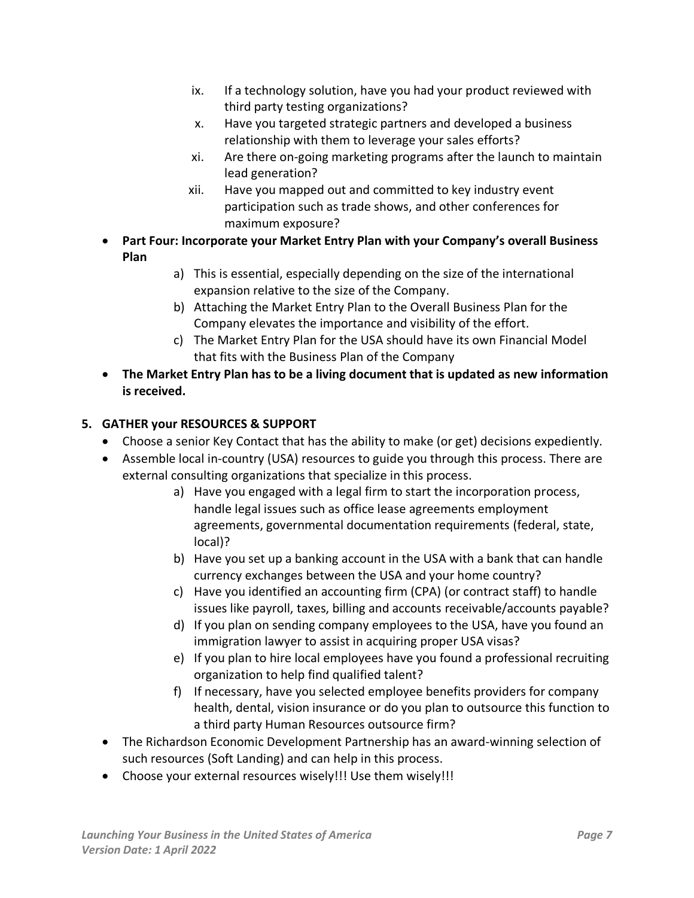ix. If a technology solution, have you had your product reviewed with third party testing organizations?
x. Have you targeted strategic partners and developed a business relationship with them to leverage your sales efforts?
xi. Are there on-going marketing programs after the launch to maintain lead generation?
xii. Have you mapped out and committed to key industry event participation such as trade shows, and other conferences for maximum exposure?

- **Part Four: Incorporate your Market Entry Plan with your Company's overall Business Plan**
  a) This is essential, especially depending on the size of the international expansion relative to the size of the Company.
  b) Attaching the Market Entry Plan to the Overall Business Plan for the Company elevates the importance and visibility of the effort.
  c) The Market Entry Plan for the USA should have its own Financial Model that fits with the Business Plan of the Company
- **The Market Entry Plan has to be a living document that is updated as new information is received.**

## 5. GATHER your RESOURCES & SUPPORT

- Choose a senior Key Contact that has the ability to make (or get) decisions expediently.
- Assemble local in-country (USA) resources to guide you through this process. There are external consulting organizations that specialize in this process.
  a) Have you engaged with a legal firm to start the incorporation process, handle legal issues such as office lease agreements employment agreements, governmental documentation requirements (federal, state, local)?
  b) Have you set up a banking account in the USA with a bank that can handle currency exchanges between the USA and your home country?
  c) Have you identified an accounting firm (CPA) (or contract staff) to handle issues like payroll, taxes, billing and accounts receivable/accounts payable?
  d) If you plan on sending company employees to the USA, have you found an immigration lawyer to assist in acquiring proper USA visas?
  e) If you plan to hire local employees have you found a professional recruiting organization to help find qualified talent?
  f) If necessary, have you selected employee benefits providers for company health, dental, vision insurance or do you plan to outsource this function to a third party Human Resources outsource firm?
- The Richardson Economic Development Partnership has an award-winning selection of such resources (Soft Landing) and can help in this process.
- Choose your external resources wisely!!! Use them wisely!!!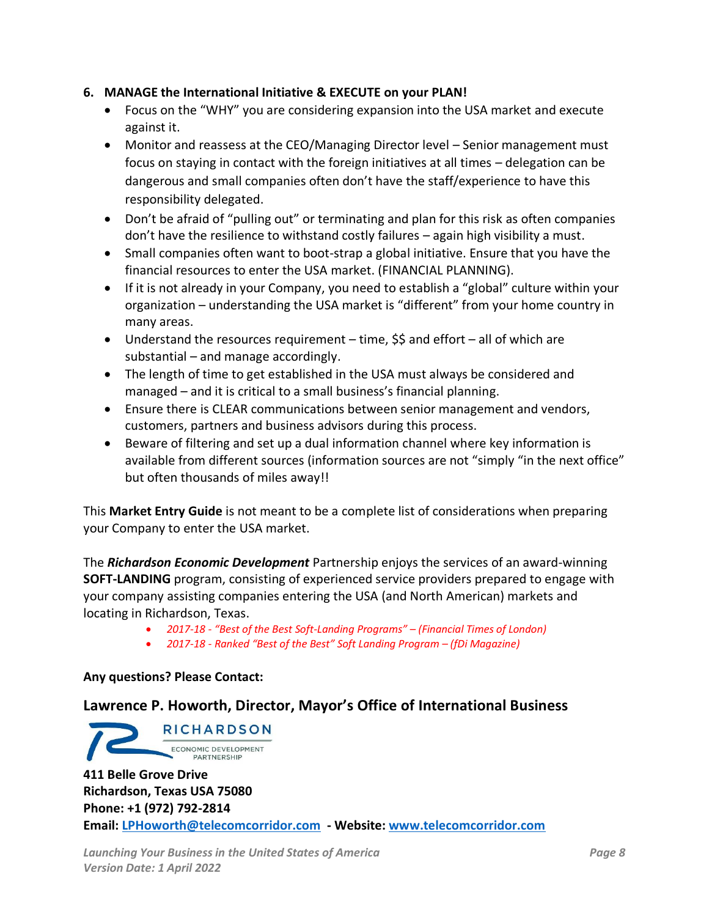### 6. MANAGE the International Initiative & EXECUTE on your PLAN!

- Focus on the "WHY" you are considering expansion into the USA market and execute against it.
- Monitor and reassess at the CEO/Managing Director level – Senior management must focus on staying in contact with the foreign initiatives at all times – delegation can be dangerous and small companies often don't have the staff/experience to have this responsibility delegated.
- Don't be afraid of "pulling out" or terminating and plan for this risk as often companies don't have the resilience to withstand costly failures – again high visibility a must.
- Small companies often want to boot-strap a global initiative. Ensure that you have the financial resources to enter the USA market. (FINANCIAL PLANNING).
- If it is not already in your Company, you need to establish a "global" culture within your organization – understanding the USA market is "different" from your home country in many areas.
- Understand the resources requirement – time, $$ and effort – all of which are substantial – and manage accordingly.
- The length of time to get established in the USA must always be considered and managed – and it is critical to a small business's financial planning.
- Ensure there is CLEAR communications between senior management and vendors, customers, partners and business advisors during this process.
- Beware of filtering and set up a dual information channel where key information is available from different sources (information sources are not "simply "in the next office" but often thousands of miles away!!

This **Market Entry Guide** is not meant to be a complete list of considerations when preparing your Company to enter the USA market.

The ***Richardson Economic Development*** Partnership enjoys the services of an award-winning **SOFT-LANDING** program, consisting of experienced service providers prepared to engage with your company assisting companies entering the USA (and North American) markets and locating in Richardson, Texas.

- *2017-18 - "Best of the Best Soft-Landing Programs" – (Financial Times of London)*
- *2017-18 - Ranked "Best of the Best" Soft Landing Program – (fDi Magazine)*

**Any questions? Please Contact:**

## Lawrence P. Howorth, Director, Mayor's Office of International Business

RICHARDSON
ECONOMIC DEVELOPMENT PARTNERSHIP

**411 Belle Grove Drive**
**Richardson, Texas USA 75080**
**Phone: +1 (972) 792-2814**
**Email: LPHoworth@telecomcorridor.com - Website: www.telecomcorridor.com**